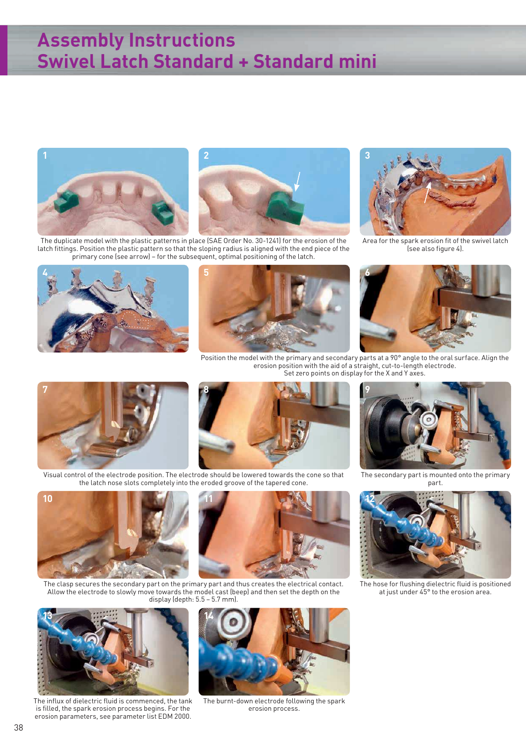# Assembly Instructions
# Swivel Latch Standard + Standard mini

The duplicate model with the plastic patterns in place (SAE Order No. 30-1241) for the erosion of the latch fittings. Position the plastic pattern so that the sloping radius is aligned with the end piece of the primary cone (see arrow) – for the subsequent, optimal positioning of the latch.

Area for the spark erosion fit of the swivel latch (see also figure 4).

Position the model with the primary and secondary parts at a 90° angle to the oral surface. Align the erosion position with the aid of a straight, cut-to-length electrode.
Set zero points on display for the X and Y axes.

Visual control of the electrode position. The electrode should be lowered towards the cone so that the latch nose slots completely into the eroded groove of the tapered cone.

The secondary part is mounted onto the primary part.

The clasp secures the secondary part on the primary part and thus creates the electrical contact. Allow the electrode to slowly move towards the model cast (beep) and then set the depth on the display (depth: 5.5 – 5.7 mm).

The hose for flushing dielectric fluid is positioned at just under 45° to the erosion area.

The influx of dielectric fluid is commenced, the tank is filled, the spark erosion process begins. For the erosion parameters, see parameter list EDM 2000.

The burnt-down electrode following the spark erosion process.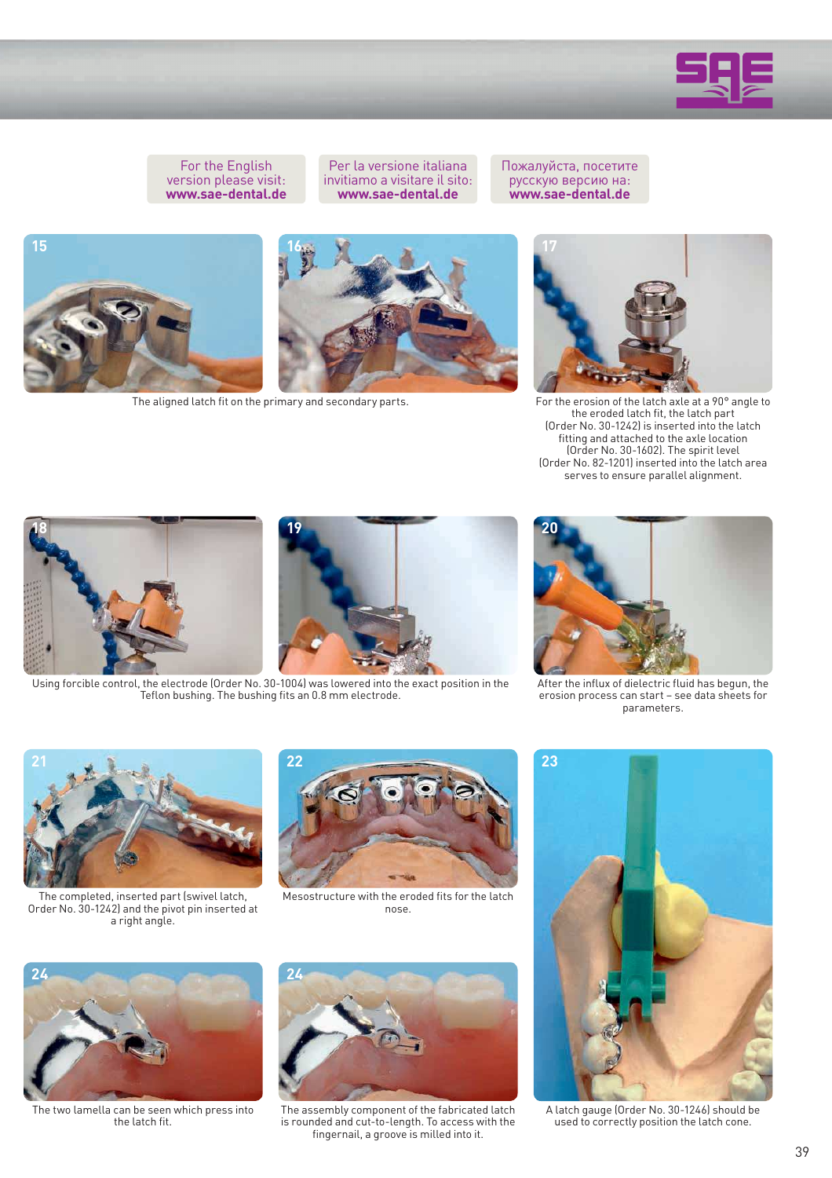For the English version please visit:
**www.sae-dental.de**

Per la versione italiana invitiamo a visitare il sito:
**www.sae-dental.de**

Пожалуйста, посетите русскую версию на:
**www.sae-dental.de**

15 16

The aligned latch fit on the primary and secondary parts.

17

For the erosion of the latch axle at a 90° angle to the eroded latch fit, the latch part (Order No. 30-1242) is inserted into the latch fitting and attached to the axle location (Order No. 30-1602). The spirit level (Order No. 82-1201) inserted into the latch area serves to ensure parallel alignment.

18 19

Using forcible control, the electrode (Order No. 30-1004) was lowered into the exact position in the Teflon bushing. The bushing fits an 0.8 mm electrode.

20

After the influx of dielectric fluid has begun, the erosion process can start – see data sheets for parameters.

21

The completed, inserted part (swivel latch, Order No. 30-1242) and the pivot pin inserted at a right angle.

22

Mesostructure with the eroded fits for the latch nose.

23

A latch gauge (Order No. 30-1246) should be used to correctly position the latch cone.

24

The two lamella can be seen which press into the latch fit.

24

The assembly component of the fabricated latch is rounded and cut-to-length. To access with the fingernail, a groove is milled into it.